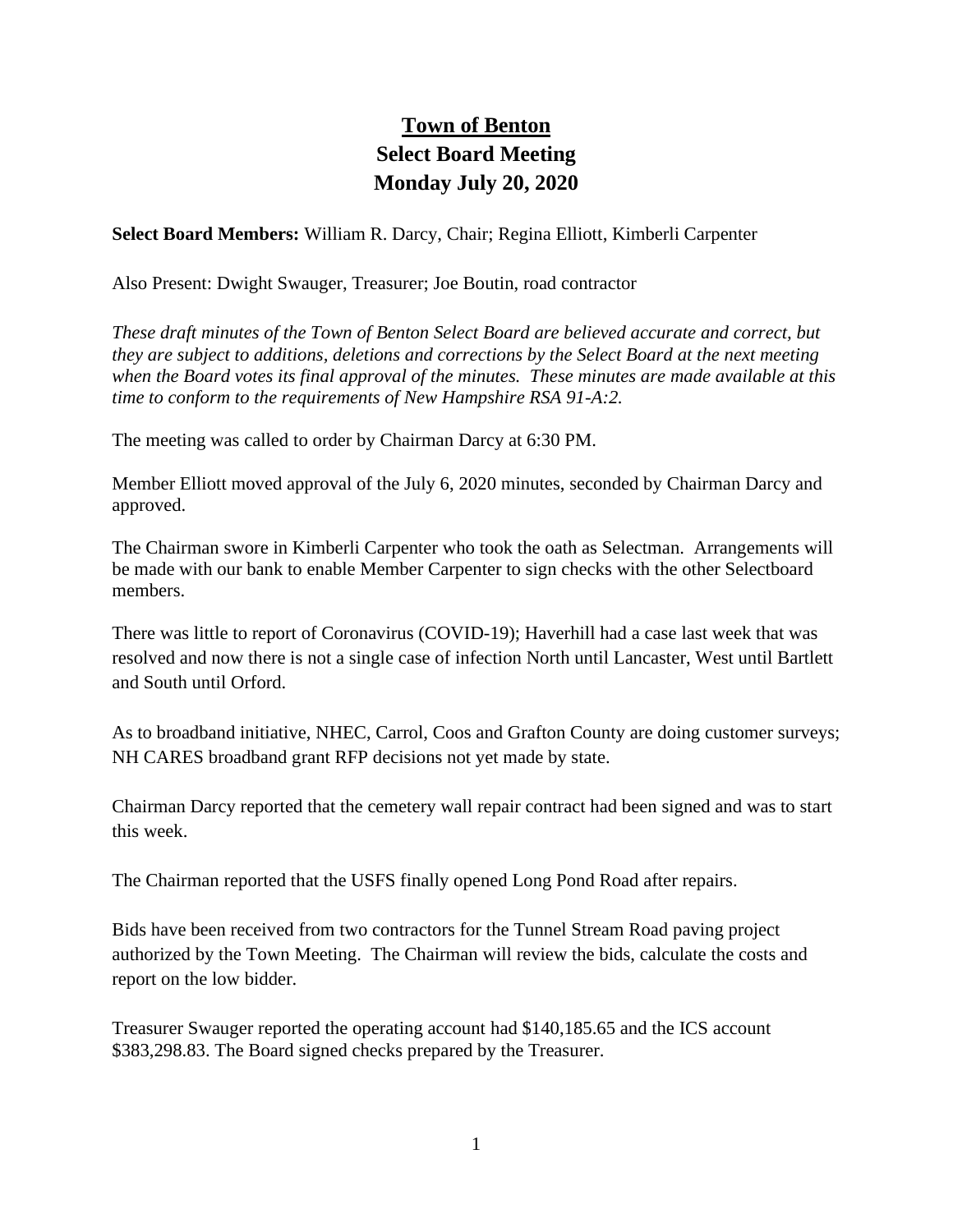# Town of Benton
## Select Board Meeting
## Monday July 20, 2020

**Select Board Members:** William R. Darcy, Chair; Regina Elliott, Kimberli Carpenter

Also Present: Dwight Swauger, Treasurer; Joe Boutin, road contractor

*These draft minutes of the Town of Benton Select Board are believed accurate and correct, but they are subject to additions, deletions and corrections by the Select Board at the next meeting when the Board votes its final approval of the minutes. These minutes are made available at this time to conform to the requirements of New Hampshire RSA 91-A:2.*

The meeting was called to order by Chairman Darcy at 6:30 PM.

Member Elliott moved approval of the July 6, 2020 minutes, seconded by Chairman Darcy and approved.

The Chairman swore in Kimberli Carpenter who took the oath as Selectman. Arrangements will be made with our bank to enable Member Carpenter to sign checks with the other Selectboard members.

There was little to report of Coronavirus (COVID-19); Haverhill had a case last week that was resolved and now there is not a single case of infection North until Lancaster, West until Bartlett and South until Orford.

As to broadband initiative, NHEC, Carrol, Coos and Grafton County are doing customer surveys; NH CARES broadband grant RFP decisions not yet made by state.

Chairman Darcy reported that the cemetery wall repair contract had been signed and was to start this week.

The Chairman reported that the USFS finally opened Long Pond Road after repairs.

Bids have been received from two contractors for the Tunnel Stream Road paving project authorized by the Town Meeting. The Chairman will review the bids, calculate the costs and report on the low bidder.

Treasurer Swauger reported the operating account had $140,185.65 and the ICS account $383,298.83. The Board signed checks prepared by the Treasurer.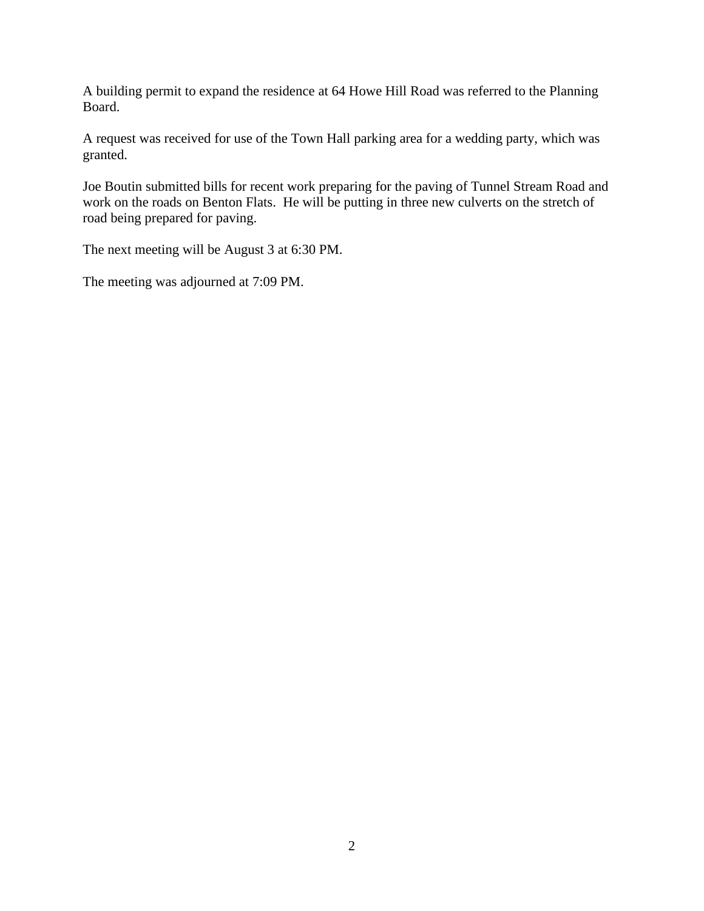A building permit to expand the residence at 64 Howe Hill Road was referred to the Planning Board.

A request was received for use of the Town Hall parking area for a wedding party, which was granted.

Joe Boutin submitted bills for recent work preparing for the paving of Tunnel Stream Road and work on the roads on Benton Flats. He will be putting in three new culverts on the stretch of road being prepared for paving.

The next meeting will be August 3 at 6:30 PM.

The meeting was adjourned at 7:09 PM.